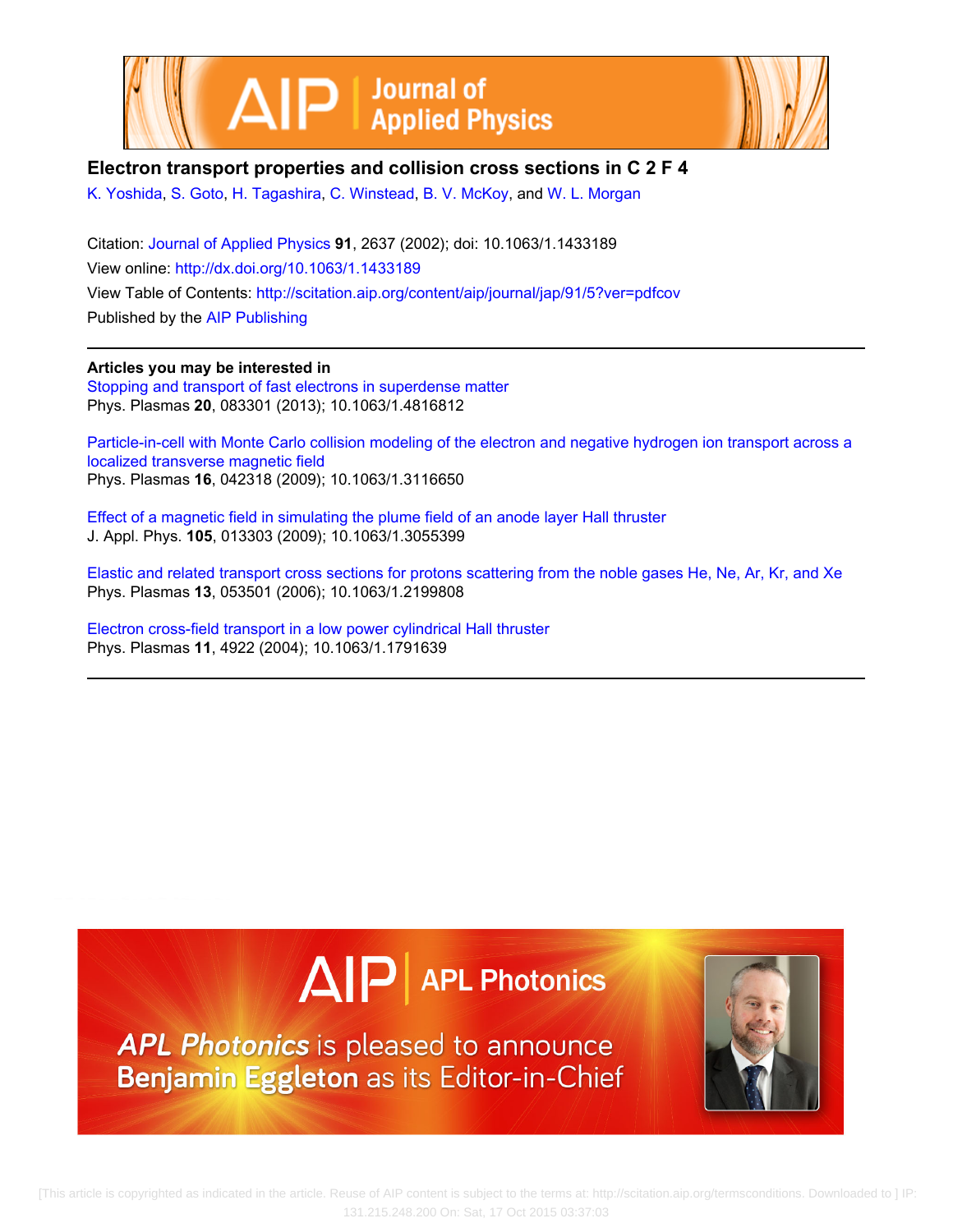# Electron transport properties and collision cross sections in $C_2F_4$

K. Yoshida, S. Goto, H. Tagashira, C. Winstead, B. V. McKoy, and W. L. Morgan

Citation: Journal of Applied Physics **91**, 2637 (2002); doi: 10.1063/1.1433189

View online: http://dx.doi.org/10.1063/1.1433189

View Table of Contents: http://scitation.aip.org/content/aip/journal/jap/91/5?ver=pdfcov

Published by the AIP Publishing

**Articles you may be interested in**

Stopping and transport of fast electrons in superdense matter
Phys. Plasmas **20**, 083301 (2013); 10.1063/1.4816812

Particle-in-cell with Monte Carlo collision modeling of the electron and negative hydrogen ion transport across a localized transverse magnetic field
Phys. Plasmas **16**, 042318 (2009); 10.1063/1.3116650

Effect of a magnetic field in simulating the plume field of an anode layer Hall thruster
J. Appl. Phys. **105**, 013303 (2009); 10.1063/1.3055399

Elastic and related transport cross sections for protons scattering from the noble gases He, Ne, Ar, Kr, and Xe
Phys. Plasmas **13**, 053501 (2006); 10.1063/1.2199808

Electron cross-field transport in a low power cylindrical Hall thruster
Phys. Plasmas **11**, 4922 (2004); 10.1063/1.1791639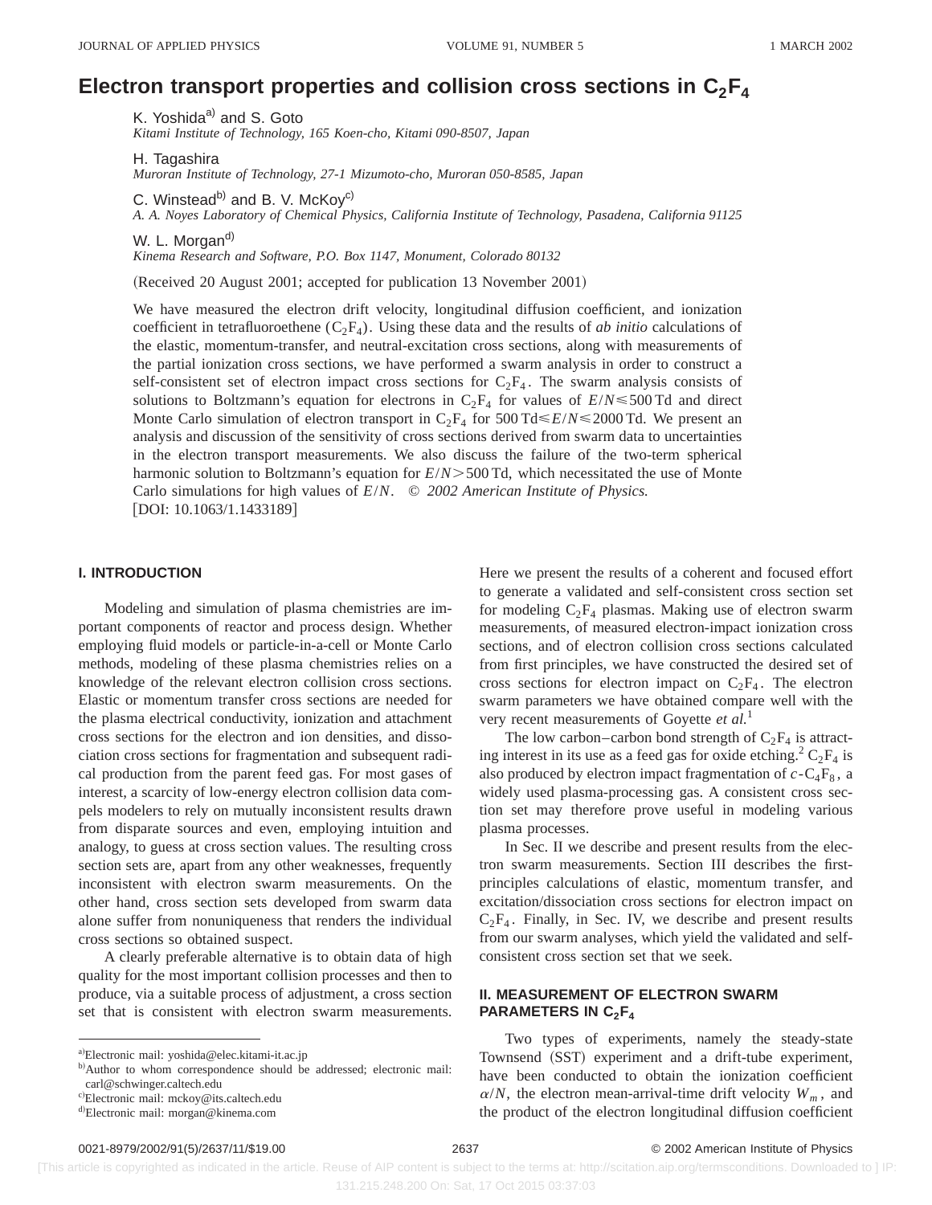# Electron transport properties and collision cross sections in $C_2F_4$

K. Yoshida[a] and S. Goto
*Kitami Institute of Technology, 165 Koen-cho, Kitami 090-8507, Japan*

H. Tagashira
*Muroran Institute of Technology, 27-1 Mizumoto-cho, Muroran 050-8585, Japan*

C. Winstead[b] and B. V. McKoy[c]
*A. A. Noyes Laboratory of Chemical Physics, California Institute of Technology, Pasadena, California 91125*

W. L. Morgan[d]
*Kinema Research and Software, P.O. Box 1147, Monument, Colorado 80132*

(Received 20 August 2001; accepted for publication 13 November 2001)

We have measured the electron drift velocity, longitudinal diffusion coefficient, and ionization coefficient in tetrafluoroethene ($C_2F_4$). Using these data and the results of *ab initio* calculations of the elastic, momentum-transfer, and neutral-excitation cross sections, along with measurements of the partial ionization cross sections, we have performed a swarm analysis in order to construct a self-consistent set of electron impact cross sections for $C_2F_4$. The swarm analysis consists of solutions to Boltzmann's equation for electrons in $C_2F_4$ for values of $E/N \leqslant 500$ Td and direct Monte Carlo simulation of electron transport in $C_2F_4$ for $500\ \text{Td} \leqslant E/N \leqslant 2000$ Td. We present an analysis and discussion of the sensitivity of cross sections derived from swarm data to uncertainties in the electron transport measurements. We also discuss the failure of the two-term spherical harmonic solution to Boltzmann's equation for $E/N > 500$ Td, which necessitated the use of Monte Carlo simulations for high values of $E/N$. © *2002 American Institute of Physics.* [DOI: 10.1063/1.1433189]

## I. INTRODUCTION

Modeling and simulation of plasma chemistries are important components of reactor and process design. Whether employing fluid models or particle-in-a-cell or Monte Carlo methods, modeling of these plasma chemistries relies on a knowledge of the relevant electron collision cross sections. Elastic or momentum transfer cross sections are needed for the plasma electrical conductivity, ionization and attachment cross sections for the electron and ion densities, and dissociation cross sections for fragmentation and subsequent radical production from the parent feed gas. For most gases of interest, a scarcity of low-energy electron collision data compels modelers to rely on mutually inconsistent results drawn from disparate sources and even, employing intuition and analogy, to guess at cross section values. The resulting cross section sets are, apart from any other weaknesses, frequently inconsistent with electron swarm measurements. On the other hand, cross section sets developed from swarm data alone suffer from nonuniqueness that renders the individual cross sections so obtained suspect.

A clearly preferable alternative is to obtain data of high quality for the most important collision processes and then to produce, via a suitable process of adjustment, a cross section set that is consistent with electron swarm measurements. Here we present the results of a coherent and focused effort to generate a validated and self-consistent cross section set for modeling $C_2F_4$ plasmas. Making use of electron swarm measurements, of measured electron-impact ionization cross sections, and of electron collision cross sections calculated from first principles, we have constructed the desired set of cross sections for electron impact on $C_2F_4$. The electron swarm parameters we have obtained compare well with the very recent measurements of Goyette *et al.*[1]

The low carbon–carbon bond strength of $C_2F_4$ is attracting interest in its use as a feed gas for oxide etching.[2] $C_2F_4$ is also produced by electron impact fragmentation of $c$-$C_4F_8$, a widely used plasma-processing gas. A consistent cross section set may therefore prove useful in modeling various plasma processes.

In Sec. II we describe and present results from the electron swarm measurements. Section III describes the first-principles calculations of elastic, momentum transfer, and excitation/dissociation cross sections for electron impact on $C_2F_4$. Finally, in Sec. IV, we describe and present results from our swarm analyses, which yield the validated and self-consistent cross section set that we seek.

## II. MEASUREMENT OF ELECTRON SWARM PARAMETERS IN $C_2F_4$

Two types of experiments, namely the steady-state Townsend (SST) experiment and a drift-tube experiment, have been conducted to obtain the ionization coefficient $\alpha/N$, the electron mean-arrival-time drift velocity $W_m$, and the product of the electron longitudinal diffusion coefficient

---

[a]Electronic mail: yoshida@elec.kitami-it.ac.jp
[b]Author to whom correspondence should be addressed; electronic mail: carl@schwinger.caltech.edu
[c]Electronic mail: mckoy@its.caltech.edu
[d]Electronic mail: morgan@kinema.com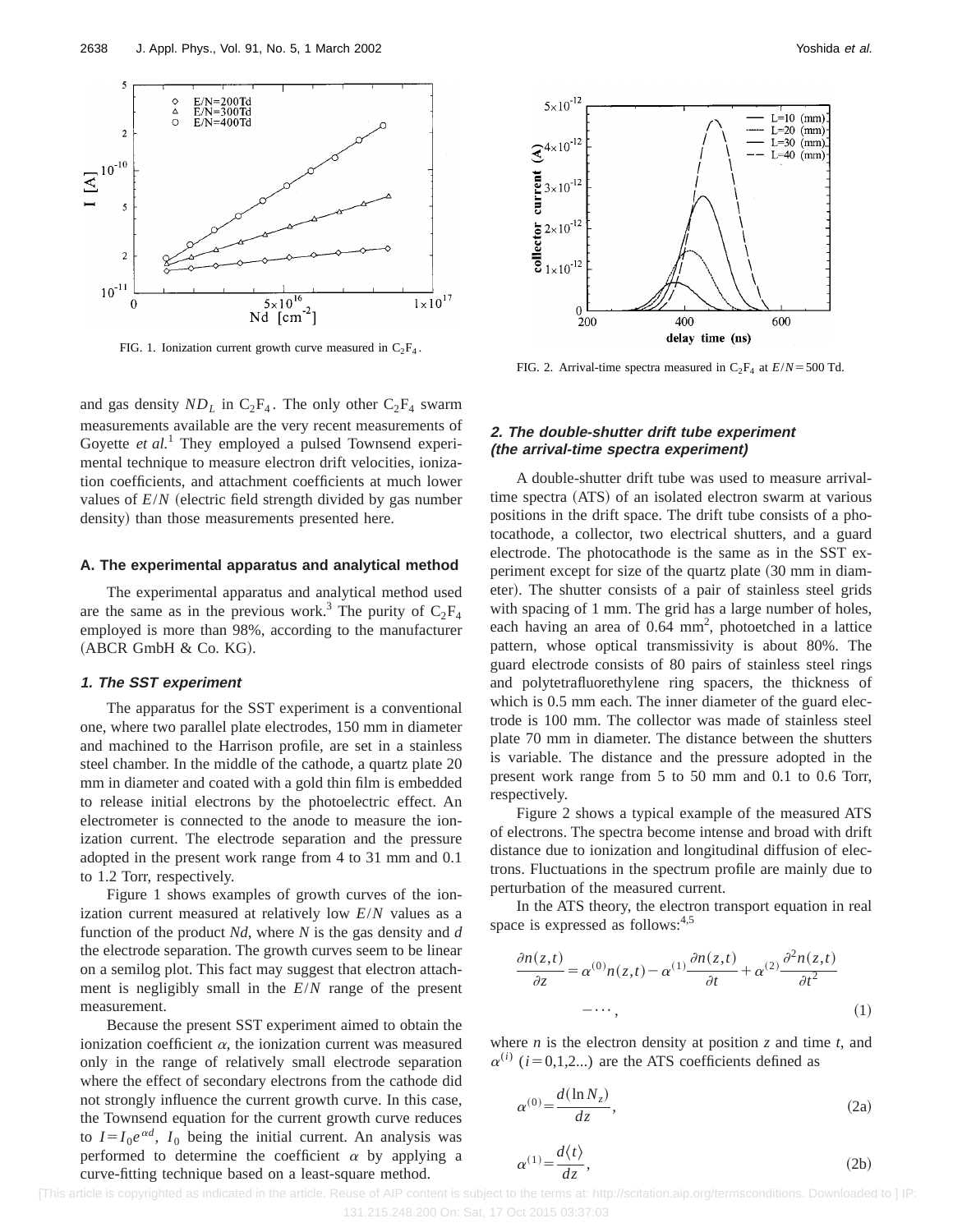FIG. 1. Ionization current growth curve measured in $C_2F_4$.

FIG. 2. Arrival-time spectra measured in $C_2F_4$ at $E/N = 500$ Td.

and gas density $ND_L$ in $C_2F_4$. The only other $C_2F_4$ swarm measurements available are the very recent measurements of Goyette *et al.*[1] They employed a pulsed Townsend experimental technique to measure electron drift velocities, ionization coefficients, and attachment coefficients at much lower values of $E/N$ (electric field strength divided by gas number density) than those measurements presented here.

### A. The experimental apparatus and analytical method

The experimental apparatus and analytical method used are the same as in the previous work.[3] The purity of $C_2F_4$ employed is more than 98%, according to the manufacturer (ABCR GmbH & Co. KG).

#### 1. The SST experiment

The apparatus for the SST experiment is a conventional one, where two parallel plate electrodes, 150 mm in diameter and machined to the Harrison profile, are set in a stainless steel chamber. In the middle of the cathode, a quartz plate 20 mm in diameter and coated with a gold thin film is embedded to release initial electrons by the photoelectric effect. An electrometer is connected to the anode to measure the ionization current. The electrode separation and the pressure adopted in the present work range from 4 to 31 mm and 0.1 to 1.2 Torr, respectively.

Figure 1 shows examples of growth curves of the ionization current measured at relatively low $E/N$ values as a function of the product $Nd$, where $N$ is the gas density and $d$ the electrode separation. The growth curves seem to be linear on a semilog plot. This fact may suggest that electron attachment is negligibly small in the $E/N$ range of the present measurement.

Because the present SST experiment aimed to obtain the ionization coefficient $\alpha$, the ionization current was measured only in the range of relatively small electrode separation where the effect of secondary electrons from the cathode did not strongly influence the current growth curve. In this case, the Townsend equation for the current growth curve reduces to $I = I_0 e^{\alpha d}$, $I_0$ being the initial current. An analysis was performed to determine the coefficient $\alpha$ by applying a curve-fitting technique based on a least-square method.

#### 2. The double-shutter drift tube experiment (the arrival-time spectra experiment)

A double-shutter drift tube was used to measure arrival-time spectra (ATS) of an isolated electron swarm at various positions in the drift space. The drift tube consists of a photocathode, a collector, two electrical shutters, and a guard electrode. The photocathode is the same as in the SST experiment except for size of the quartz plate (30 mm in diameter). The shutter consists of a pair of stainless steel grids with spacing of 1 mm. The grid has a large number of holes, each having an area of 0.64 mm$^2$, photoetched in a lattice pattern, whose optical transmissivity is about 80%. The guard electrode consists of 80 pairs of stainless steel rings and polytetrafluorethylene ring spacers, the thickness of which is 0.5 mm each. The inner diameter of the guard electrode is 100 mm. The collector was made of stainless steel plate 70 mm in diameter. The distance between the shutters is variable. The distance and the pressure adopted in the present work range from 5 to 50 mm and 0.1 to 0.6 Torr, respectively.

Figure 2 shows a typical example of the measured ATS of electrons. The spectra become intense and broad with drift distance due to ionization and longitudinal diffusion of electrons. Fluctuations in the spectrum profile are mainly due to perturbation of the measured current.

In the ATS theory, the electron transport equation in real space is expressed as follows:[4,5]

$$\frac{\partial n(z,t)}{\partial z} = \alpha^{(0)} n(z,t) - \alpha^{(1)} \frac{\partial n(z,t)}{\partial t} + \alpha^{(2)} \frac{\partial^2 n(z,t)}{\partial t^2} - \cdots, \tag{1}$$

where $n$ is the electron density at position $z$ and time $t$, and $\alpha^{(i)}$ ($i = 0,1,2...$) are the ATS coefficients defined as

$$\alpha^{(0)} = \frac{d(\ln N_z)}{dz}, \tag{2a}$$

$$\alpha^{(1)} = \frac{d\langle t \rangle}{dz}, \tag{2b}$$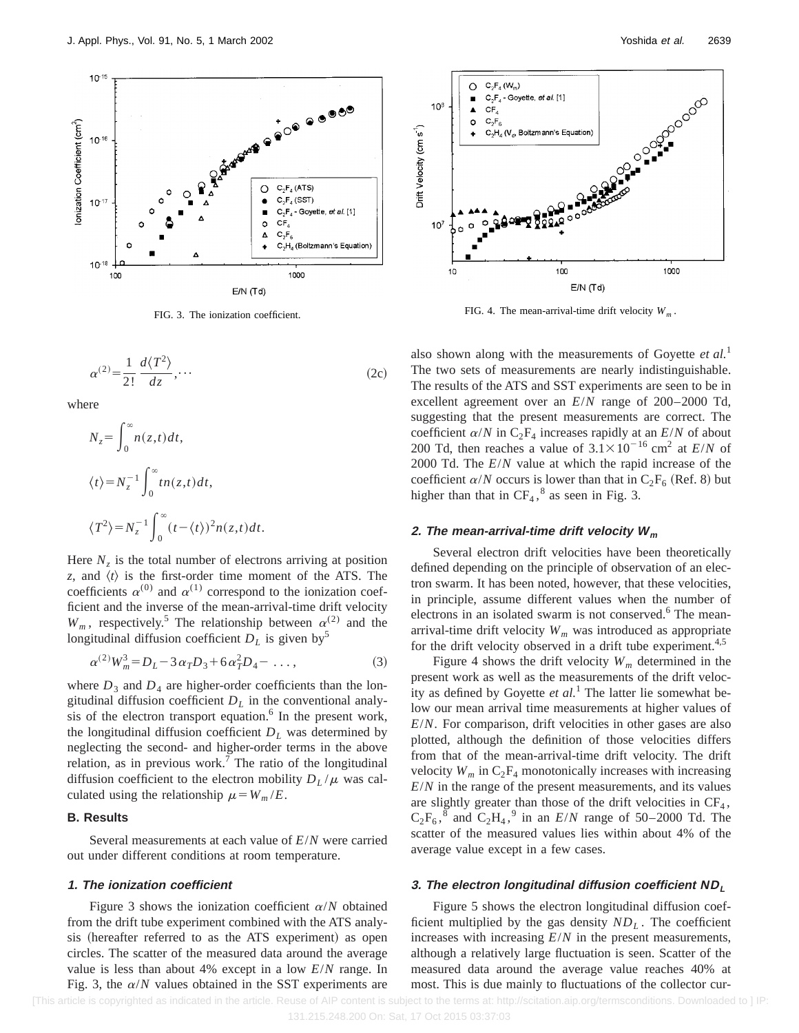FIG. 3. The ionization coefficient.

FIG. 4. The mean-arrival-time drift velocity $W_m$.

$$\alpha^{(2)} = \frac{1}{2!} \frac{d\langle T^2 \rangle}{dz}, \cdots \tag{2c}$$

where

$$N_z = \int_0^\infty n(z,t)dt,$$

$$\langle t \rangle = N_z^{-1} \int_0^\infty t n(z,t)dt,$$

$$\langle T^2 \rangle = N_z^{-1} \int_0^\infty (t - \langle t \rangle)^2 n(z,t)dt.$$

Here $N_z$ is the total number of electrons arriving at position $z$, and $\langle t \rangle$ is the first-order time moment of the ATS. The coefficients $\alpha^{(0)}$ and $\alpha^{(1)}$ correspond to the ionization coefficient and the inverse of the mean-arrival-time drift velocity $W_m$, respectively.[5] The relationship between $\alpha^{(2)}$ and the longitudinal diffusion coefficient $D_L$ is given by[5]

$$\alpha^{(2)} W_m^3 = D_L - 3\alpha_T D_3 + 6\alpha_T^2 D_4 - \ \ldots, \tag{3}$$

where $D_3$ and $D_4$ are higher-order coefficients than the longitudinal diffusion coefficient $D_L$ in the conventional analysis of the electron transport equation.[6] In the present work, the longitudinal diffusion coefficient $D_L$ was determined by neglecting the second- and higher-order terms in the above relation, as in previous work.[7] The ratio of the longitudinal diffusion coefficient to the electron mobility $D_L/\mu$ was calculated using the relationship $\mu = W_m/E$.

### B. Results

Several measurements at each value of $E/N$ were carried out under different conditions at room temperature.

#### 1. The ionization coefficient

Figure 3 shows the ionization coefficient $\alpha/N$ obtained from the drift tube experiment combined with the ATS analysis (hereafter referred to as the ATS experiment) as open circles. The scatter of the measured data around the average value is less than about 4% except in a low $E/N$ range. In Fig. 3, the $\alpha/N$ values obtained in the SST experiments are also shown along with the measurements of Goyette *et al.*[1] The two sets of measurements are nearly indistinguishable. The results of the ATS and SST experiments are seen to be in excellent agreement over an $E/N$ range of 200–2000 Td, suggesting that the present measurements are correct. The coefficient $\alpha/N$ in $C_2F_4$ increases rapidly at an $E/N$ of about 200 Td, then reaches a value of $3.1 \times 10^{-16}$ cm$^2$ at $E/N$ of 2000 Td. The $E/N$ value at which the rapid increase of the coefficient $\alpha/N$ occurs is lower than that in $C_2F_6$ (Ref. 8) but higher than that in $CF_4$,[8] as seen in Fig. 3.

#### 2. The mean-arrival-time drift velocity $W_m$

Several electron drift velocities have been theoretically defined depending on the principle of observation of an electron swarm. It has been noted, however, that these velocities, in principle, assume different values when the number of electrons in an isolated swarm is not conserved.[6] The mean-arrival-time drift velocity $W_m$ was introduced as appropriate for the drift velocity observed in a drift tube experiment.[4,5]

Figure 4 shows the drift velocity $W_m$ determined in the present work as well as the measurements of the drift velocity as defined by Goyette *et al.*[1] The latter lie somewhat below our mean arrival time measurements at higher values of $E/N$. For comparison, drift velocities in other gases are also plotted, although the definition of those velocities differs from that of the mean-arrival-time drift velocity. The drift velocity $W_m$ in $C_2F_4$ monotonically increases with increasing $E/N$ in the range of the present measurements, and its values are slightly greater than those of the drift velocities in $CF_4$, $C_2F_6$,[8] and $C_2H_4$,[9] in an $E/N$ range of 50–2000 Td. The scatter of the measured values lies within about 4% of the average value except in a few cases.

#### 3. The electron longitudinal diffusion coefficient $ND_L$

Figure 5 shows the electron longitudinal diffusion coefficient multiplied by the gas density $ND_L$. The coefficient increases with increasing $E/N$ in the present measurements, although a relatively large fluctuation is seen. Scatter of the measured data around the average value reaches 40% at most. This is due mainly to fluctuations of the collector cur-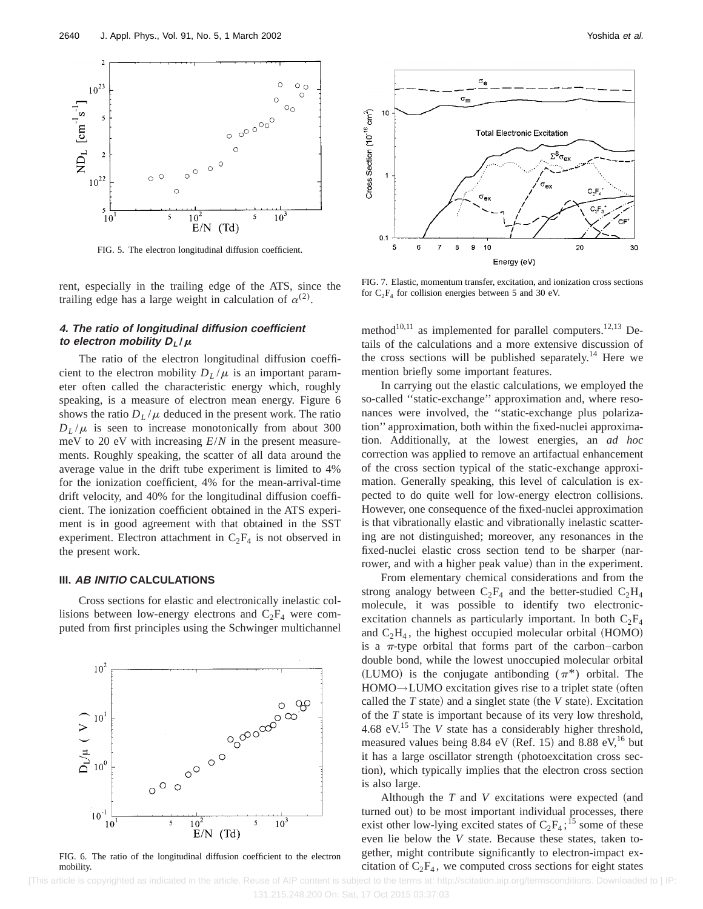FIG. 5. The electron longitudinal diffusion coefficient.

FIG. 7. Elastic, momentum transfer, excitation, and ionization cross sections for $C_2F_4$ for collision energies between 5 and 30 eV.

rent, especially in the trailing edge of the ATS, since the trailing edge has a large weight in calculation of $\alpha^{(2)}$.

#### 4. The ratio of longitudinal diffusion coefficient to electron mobility $D_L/\mu$

The ratio of the electron longitudinal diffusion coefficient to the electron mobility $D_L/\mu$ is an important parameter often called the characteristic energy which, roughly speaking, is a measure of electron mean energy. Figure 6 shows the ratio $D_L/\mu$ deduced in the present work. The ratio $D_L/\mu$ is seen to increase monotonically from about 300 meV to 20 eV with increasing $E/N$ in the present measurements. Roughly speaking, the scatter of all data around the average value in the drift tube experiment is limited to 4% for the ionization coefficient, 4% for the mean-arrival-time drift velocity, and 40% for the longitudinal diffusion coefficient. The ionization coefficient obtained in the ATS experiment is in good agreement with that obtained in the SST experiment. Electron attachment in $C_2F_4$ is not observed in the present work.

## III. *AB INITIO* CALCULATIONS

Cross sections for elastic and electronically inelastic collisions between low-energy electrons and $C_2F_4$ were computed from first principles using the Schwinger multichannel method[10,11] as implemented for parallel computers.[12,13] Details of the calculations and a more extensive discussion of the cross sections will be published separately.[14] Here we mention briefly some important features.

In carrying out the elastic calculations, we employed the so-called ''static-exchange'' approximation and, where resonances were involved, the ''static-exchange plus polarization'' approximation, both within the fixed-nuclei approximation. Additionally, at the lowest energies, an *ad hoc* correction was applied to remove an artifactual enhancement of the cross section typical of the static-exchange approximation. Generally speaking, this level of calculation is expected to do quite well for low-energy electron collisions. However, one consequence of the fixed-nuclei approximation is that vibrationally elastic and vibrationally inelastic scattering are not distinguished; moreover, any resonances in the fixed-nuclei elastic cross section tend to be sharper (narrower, and with a higher peak value) than in the experiment.

From elementary chemical considerations and from the strong analogy between $C_2F_4$ and the better-studied $C_2H_4$ molecule, it was possible to identify two electronic-excitation channels as particularly important. In both $C_2F_4$ and $C_2H_4$, the highest occupied molecular orbital (HOMO) is a $\pi$-type orbital that forms part of the carbon–carbon double bond, while the lowest unoccupied molecular orbital (LUMO) is the conjugate antibonding ($\pi^*$) orbital. The HOMO→LUMO excitation gives rise to a triplet state (often called the $T$ state) and a singlet state (the $V$ state). Excitation of the $T$ state is important because of its very low threshold, 4.68 eV.[15] The $V$ state has a considerably higher threshold, measured values being 8.84 eV (Ref. 15) and 8.88 eV,[16] but it has a large oscillator strength (photoexcitation cross section), which typically implies that the electron cross section is also large.

Although the $T$ and $V$ excitations were expected (and turned out) to be most important individual processes, there exist other low-lying excited states of $C_2F_4$;[15] some of these even lie below the $V$ state. Because these states, taken together, might contribute significantly to electron-impact excitation of $C_2F_4$, we computed cross sections for eight states

FIG. 6. The ratio of the longitudinal diffusion coefficient to the electron mobility.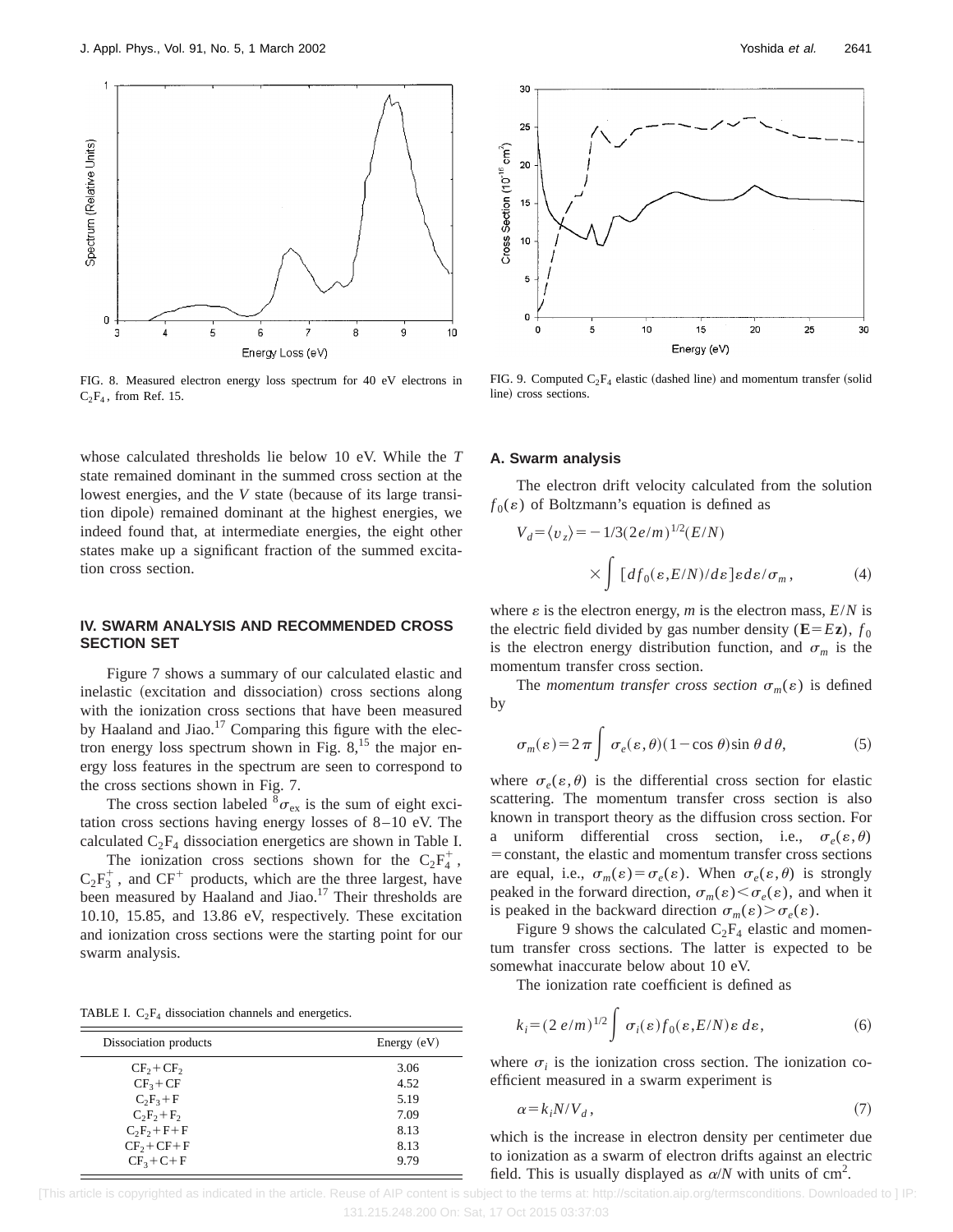FIG. 8. Measured electron energy loss spectrum for 40 eV electrons in $C_2F_4$, from Ref. 15.

FIG. 9. Computed $C_2F_4$ elastic (dashed line) and momentum transfer (solid line) cross sections.

whose calculated thresholds lie below 10 eV. While the *T* state remained dominant in the summed cross section at the lowest energies, and the *V* state (because of its large transition dipole) remained dominant at the highest energies, we indeed found that, at intermediate energies, the eight other states make up a significant fraction of the summed excitation cross section.

## IV. SWARM ANALYSIS AND RECOMMENDED CROSS SECTION SET

Figure 7 shows a summary of our calculated elastic and inelastic (excitation and dissociation) cross sections along with the ionization cross sections that have been measured by Haaland and Jiao.[17] Comparing this figure with the electron energy loss spectrum shown in Fig. 8,[15] the major energy loss features in the spectrum are seen to correspond to the cross sections shown in Fig. 7.

The cross section labeled ${}^8\sigma_{ex}$ is the sum of eight excitation cross sections having energy losses of 8–10 eV. The calculated $C_2F_4$ dissociation energetics are shown in Table I.

The ionization cross sections shown for the $C_2F_4^+$, $C_2F_3^+$, and $CF^+$ products, which are the three largest, have been measured by Haaland and Jiao.[17] Their thresholds are 10.10, 15.85, and 13.86 eV, respectively. These excitation and ionization cross sections were the starting point for our swarm analysis.

TABLE I. $C_2F_4$ dissociation channels and energetics.

| Dissociation products | Energy (eV) |
|---|---|
| $CF_2+CF_2$ | 3.06 |
| $CF_3+CF$ | 4.52 |
| $C_2F_3+F$ | 5.19 |
| $C_2F_2+F_2$ | 7.09 |
| $C_2F_2+F+F$ | 8.13 |
| $CF_2+CF+F$ | 8.13 |
| $CF_3+C+F$ | 9.79 |

### A. Swarm analysis

The electron drift velocity calculated from the solution $f_0(\varepsilon)$ of Boltzmann's equation is defined as

$$V_d=\langle v_z\rangle=-1/3(2e/m)^{1/2}(E/N)\times\int[df_0(\varepsilon,E/N)/d\varepsilon]\varepsilon d\varepsilon/\sigma_m, \tag{4}$$

where $\varepsilon$ is the electron energy, $m$ is the electron mass, $E/N$ is the electric field divided by gas number density ($\mathbf{E}=E\mathbf{z}$), $f_0$ is the electron energy distribution function, and $\sigma_m$ is the momentum transfer cross section.

The *momentum transfer cross section* $\sigma_m(\varepsilon)$ is defined by

$$\sigma_m(\varepsilon)=2\pi\int\sigma_e(\varepsilon,\theta)(1-\cos\theta)\sin\theta\, d\theta, \tag{5}$$

where $\sigma_e(\varepsilon,\theta)$ is the differential cross section for elastic scattering. The momentum transfer cross section is also known in transport theory as the diffusion cross section. For a uniform differential cross section, i.e., $\sigma_e(\varepsilon,\theta)=\text{constant}$, the elastic and momentum transfer cross sections are equal, i.e., $\sigma_m(\varepsilon)=\sigma_e(\varepsilon)$. When $\sigma_e(\varepsilon,\theta)$ is strongly peaked in the forward direction, $\sigma_m(\varepsilon)<\sigma_e(\varepsilon)$, and when it is peaked in the backward direction $\sigma_m(\varepsilon)>\sigma_e(\varepsilon)$.

Figure 9 shows the calculated $C_2F_4$ elastic and momentum transfer cross sections. The latter is expected to be somewhat inaccurate below about 10 eV.

The ionization rate coefficient is defined as

$$k_i=(2e/m)^{1/2}\int\sigma_i(\varepsilon)f_0(\varepsilon,E/N)\varepsilon\, d\varepsilon, \tag{6}$$

where $\sigma_i$ is the ionization cross section. The ionization coefficient measured in a swarm experiment is

$$\alpha=k_iN/V_d, \tag{7}$$

which is the increase in electron density per centimeter due to ionization as a swarm of electrons drifts against an electric field. This is usually displayed as $\alpha/N$ with units of $cm^2$.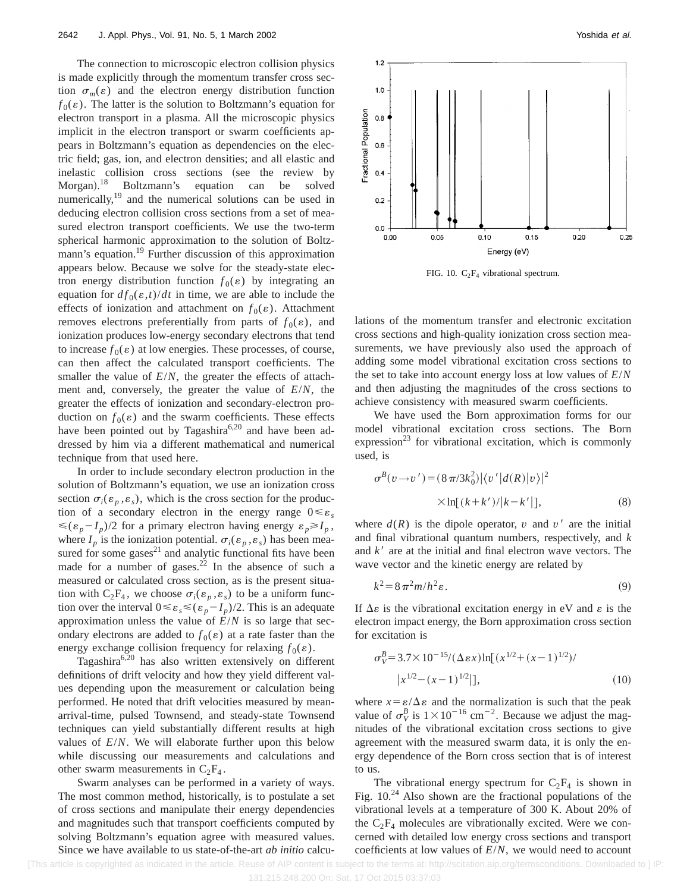The connection to microscopic electron collision physics is made explicitly through the momentum transfer cross section $\sigma_m(\varepsilon)$ and the electron energy distribution function $f_0(\varepsilon)$. The latter is the solution to Boltzmann's equation for electron transport in a plasma. All the microscopic physics implicit in the electron transport or swarm coefficients appears in Boltzmann's equation as dependencies on the electric field; gas, ion, and electron densities; and all elastic and inelastic collision cross sections (see the review by Morgan).[18] Boltzmann's equation can be solved numerically,[19] and the numerical solutions can be used in deducing electron collision cross sections from a set of measured electron transport coefficients. We use the two-term spherical harmonic approximation to the solution of Boltzmann's equation.[19] Further discussion of this approximation appears below. Because we solve for the steady-state electron energy distribution function $f_0(\varepsilon)$ by integrating an equation for $df_0(\varepsilon,t)/dt$ in time, we are able to include the effects of ionization and attachment on $f_0(\varepsilon)$. Attachment removes electrons preferentially from parts of $f_0(\varepsilon)$, and ionization produces low-energy secondary electrons that tend to increase $f_0(\varepsilon)$ at low energies. These processes, of course, can then affect the calculated transport coefficients. The smaller the value of $E/N$, the greater the effects of attachment and, conversely, the greater the value of $E/N$, the greater the effects of ionization and secondary-electron production on $f_0(\varepsilon)$ and the swarm coefficients. These effects have been pointed out by Tagashira[6,20] and have been addressed by him via a different mathematical and numerical technique from that used here.

In order to include secondary electron production in the solution of Boltzmann's equation, we use an ionization cross section $\sigma_i(\varepsilon_p,\varepsilon_s)$, which is the cross section for the production of a secondary electron in the energy range $0 \leqslant \varepsilon_s \leqslant (\varepsilon_p - I_p)/2$ for a primary electron having energy $\varepsilon_p \geqslant I_p$, where $I_p$ is the ionization potential. $\sigma_i(\varepsilon_p,\varepsilon_s)$ has been measured for some gases[21] and analytic functional fits have been made for a number of gases.[22] In the absence of such a measured or calculated cross section, as is the present situation with $C_2F_4$, we choose $\sigma_i(\varepsilon_p,\varepsilon_s)$ to be a uniform function over the interval $0 \leqslant \varepsilon_s \leqslant (\varepsilon_p - I_p)/2$. This is an adequate approximation unless the value of $E/N$ is so large that secondary electrons are added to $f_0(\varepsilon)$ at a rate faster than the energy exchange collision frequency for relaxing $f_0(\varepsilon)$.

Tagashira[6,20] has also written extensively on different definitions of drift velocity and how they yield different values depending upon the measurement or calculation being performed. He noted that drift velocities measured by mean-arrival-time, pulsed Townsend, and steady-state Townsend techniques can yield substantially different results at high values of $E/N$. We will elaborate further upon this below while discussing our measurements and calculations and other swarm measurements in $C_2F_4$.

Swarm analyses can be performed in a variety of ways. The most common method, historically, is to postulate a set of cross sections and manipulate their energy dependencies and magnitudes such that transport coefficients computed by solving Boltzmann's equation agree with measured values. Since we have available to us state-of-the-art *ab initio* calculations of the momentum transfer and electronic excitation cross sections and high-quality ionization cross section measurements, we have previously also used the approach of adding some model vibrational excitation cross sections to the set to take into account energy loss at low values of $E/N$ and then adjusting the magnitudes of the cross sections to achieve consistency with measured swarm coefficients.

FIG. 10. $C_2F_4$ vibrational spectrum.

We have used the Born approximation forms for our model vibrational excitation cross sections. The Born expression[23] for vibrational excitation, which is commonly used, is

$$\sigma^B(v \rightarrow v') = (8\pi/3k_0^2)|\langle v'|d(R)|v\rangle|^2 \times \ln[(k+k')/|k-k'|], \tag{8}$$

where $d(R)$ is the dipole operator, $v$ and $v'$ are the initial and final vibrational quantum numbers, respectively, and $k$ and $k'$ are at the initial and final electron wave vectors. The wave vector and the kinetic energy are related by

$$k^2 = 8\pi^2 m/h^2 \varepsilon. \tag{9}$$

If $\Delta\varepsilon$ is the vibrational excitation energy in eV and $\varepsilon$ is the electron impact energy, the Born approximation cross section for excitation is

$$\sigma_V^B = 3.7\times10^{-15}/(\Delta\varepsilon x)\ln[(x^{1/2}+(x-1)^{1/2})/|x^{1/2}-(x-1)^{1/2}|], \tag{10}$$

where $x = \varepsilon/\Delta\varepsilon$ and the normalization is such that the peak value of $\sigma_V^B$ is $1\times10^{-16}$ cm$^{-2}$. Because we adjust the magnitudes of the vibrational excitation cross sections to give agreement with the measured swarm data, it is only the energy dependence of the Born cross section that is of interest to us.

The vibrational energy spectrum for $C_2F_4$ is shown in Fig. 10.[24] Also shown are the fractional populations of the vibrational levels at a temperature of 300 K. About 20% of the $C_2F_4$ molecules are vibrationally excited. Were we concerned with detailed low energy cross sections and transport coefficients at low values of $E/N$, we would need to account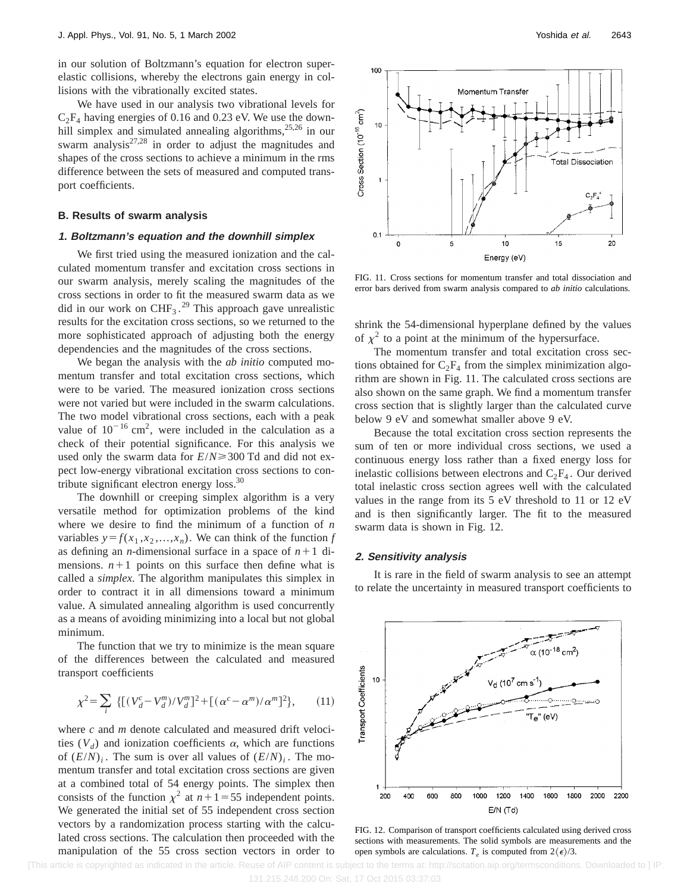in our solution of Boltzmann's equation for electron superelastic collisions, whereby the electrons gain energy in collisions with the vibrationally excited states.

We have used in our analysis two vibrational levels for $C_2F_4$ having energies of 0.16 and 0.23 eV. We use the downhill simplex and simulated annealing algorithms,[25,26] in our swarm analysis[27,28] in order to adjust the magnitudes and shapes of the cross sections to achieve a minimum in the rms difference between the sets of measured and computed transport coefficients.

### B. Results of swarm analysis

#### *1. Boltzmann's equation and the downhill simplex*

We first tried using the measured ionization and the calculated momentum transfer and excitation cross sections in our swarm analysis, merely scaling the magnitudes of the cross sections in order to fit the measured swarm data as we did in our work on $CHF_3$.[29] This approach gave unrealistic results for the excitation cross sections, so we returned to the more sophisticated approach of adjusting both the energy dependencies and the magnitudes of the cross sections.

We began the analysis with the *ab initio* computed momentum transfer and total excitation cross sections, which were to be varied. The measured ionization cross sections were not varied but were included in the swarm calculations. The two model vibrational cross sections, each with a peak value of $10^{-16}$ cm$^2$, were included in the calculation as a check of their potential significance. For this analysis we used only the swarm data for $E/N \geq 300$ Td and did not expect low-energy vibrational excitation cross sections to contribute significant electron energy loss.[30]

The downhill or creeping simplex algorithm is a very versatile method for optimization problems of the kind where we desire to find the minimum of a function of $n$ variables $y = f(x_1, x_2, \ldots, x_n)$. We can think of the function $f$ as defining an $n$-dimensional surface in a space of $n+1$ dimensions. $n+1$ points on this surface then define what is called a *simplex*. The algorithm manipulates this simplex in order to contract it in all dimensions toward a minimum value. A simulated annealing algorithm is used concurrently as a means of avoiding minimizing into a local but not global minimum.

The function that we try to minimize is the mean square of the differences between the calculated and measured transport coefficients

$$\chi^2 = \sum_i \{[(V_d^c - V_d^m)/V_d^m]^2 + [(\alpha^c - \alpha^m)/\alpha^m]^2\}, \qquad (11)$$

where $c$ and $m$ denote calculated and measured drift velocities ($V_d$) and ionization coefficients $\alpha$, which are functions of $(E/N)_i$. The sum is over all values of $(E/N)_i$. The momentum transfer and total excitation cross sections are given at a combined total of 54 energy points. The simplex then consists of the function $\chi^2$ at $n+1 = 55$ independent points. We generated the initial set of 55 independent cross section vectors by a randomization process starting with the calculated cross sections. The calculation then proceeded with the manipulation of the 55 cross section vectors in order to shrink the 54-dimensional hyperplane defined by the values of $\chi^2$ to a point at the minimum of the hypersurface.

FIG. 11. Cross sections for momentum transfer and total dissociation and error bars derived from swarm analysis compared to *ab initio* calculations.

The momentum transfer and total excitation cross sections obtained for $C_2F_4$ from the simplex minimization algorithm are shown in Fig. 11. The calculated cross sections are also shown on the same graph. We find a momentum transfer cross section that is slightly larger than the calculated curve below 9 eV and somewhat smaller above 9 eV.

Because the total excitation cross section represents the sum of ten or more individual cross sections, we used a continuous energy loss rather than a fixed energy loss for inelastic collisions between electrons and $C_2F_4$. Our derived total inelastic cross section agrees well with the calculated values in the range from its 5 eV threshold to 11 or 12 eV and is then significantly larger. The fit to the measured swarm data is shown in Fig. 12.

#### *2. Sensitivity analysis*

It is rare in the field of swarm analysis to see an attempt to relate the uncertainty in measured transport coefficients to

FIG. 12. Comparison of transport coefficients calculated using derived cross sections with measurements. The solid symbols are measurements and the open symbols are calculations. $T_e$ is computed from $2\langle\epsilon\rangle/3$.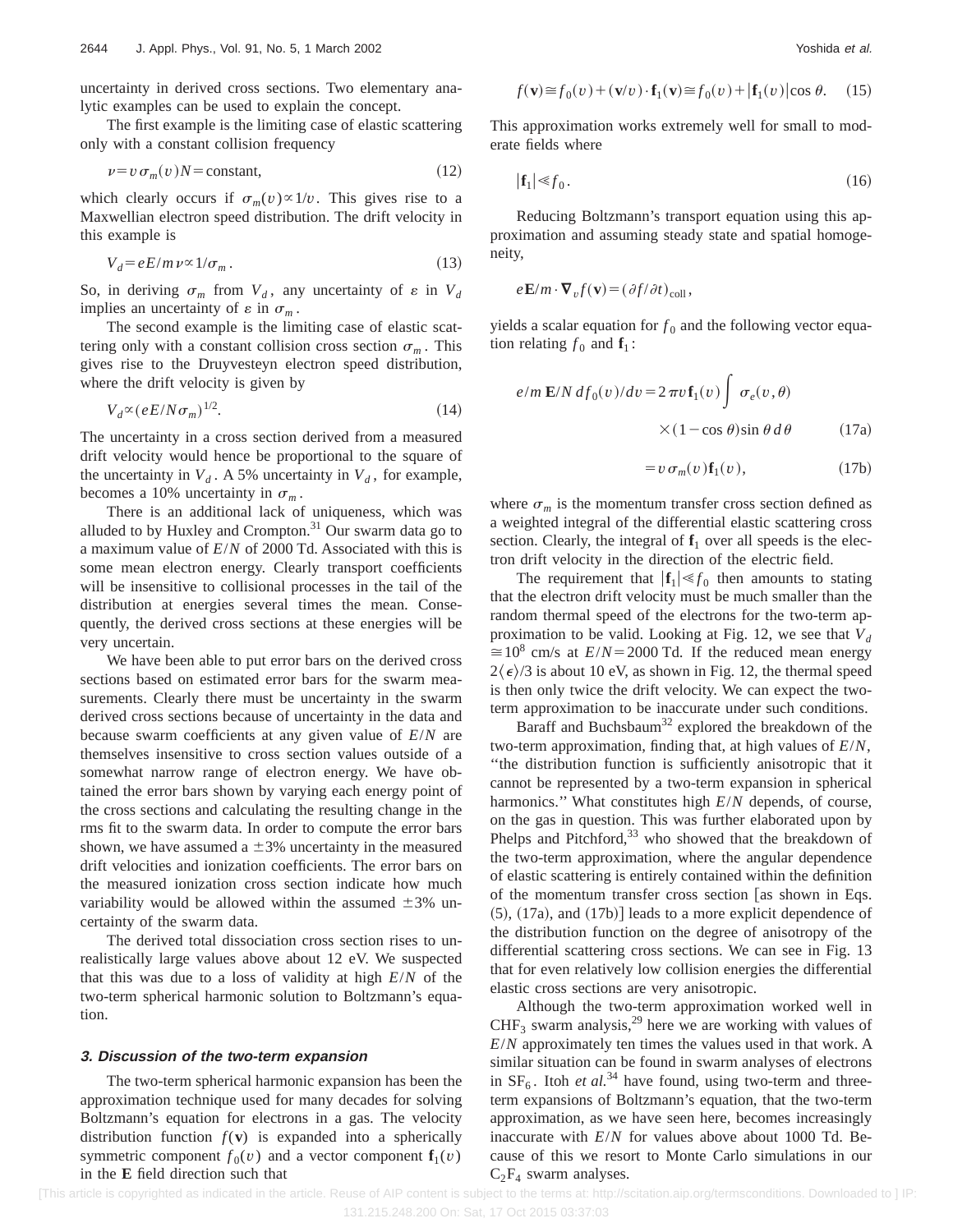uncertainty in derived cross sections. Two elementary analytic examples can be used to explain the concept.

The first example is the limiting case of elastic scattering only with a constant collision frequency

$$\nu = v\sigma_m(v)N = \text{constant}, \tag{12}$$

which clearly occurs if $\sigma_m(v) \propto 1/v$. This gives rise to a Maxwellian electron speed distribution. The drift velocity in this example is

$$V_d = eE/m\nu \propto 1/\sigma_m. \tag{13}$$

So, in deriving $\sigma_m$ from $V_d$, any uncertainty of $\varepsilon$ in $V_d$ implies an uncertainty of $\varepsilon$ in $\sigma_m$.

The second example is the limiting case of elastic scattering only with a constant collision cross section $\sigma_m$. This gives rise to the Druyvesteyn electron speed distribution, where the drift velocity is given by

$$V_d \propto (eE/N\sigma_m)^{1/2}. \tag{14}$$

The uncertainty in a cross section derived from a measured drift velocity would hence be proportional to the square of the uncertainty in $V_d$. A 5% uncertainty in $V_d$, for example, becomes a 10% uncertainty in $\sigma_m$.

There is an additional lack of uniqueness, which was alluded to by Huxley and Crompton.[31] Our swarm data go to a maximum value of $E/N$ of 2000 Td. Associated with this is some mean electron energy. Clearly transport coefficients will be insensitive to collisional processes in the tail of the distribution at energies several times the mean. Consequently, the derived cross sections at these energies will be very uncertain.

We have been able to put error bars on the derived cross sections based on estimated error bars for the swarm measurements. Clearly there must be uncertainty in the swarm derived cross sections because of uncertainty in the data and because swarm coefficients at any given value of $E/N$ are themselves insensitive to cross section values outside of a somewhat narrow range of electron energy. We have obtained the error bars shown by varying each energy point of the cross sections and calculating the resulting change in the rms fit to the swarm data. In order to compute the error bars shown, we have assumed a $\pm 3\%$ uncertainty in the measured drift velocities and ionization coefficients. The error bars on the measured ionization cross section indicate how much variability would be allowed within the assumed $\pm 3\%$ uncertainty of the swarm data.

The derived total dissociation cross section rises to unrealistically large values above about 12 eV. We suspected that this was due to a loss of validity at high $E/N$ of the two-term spherical harmonic solution to Boltzmann's equation.

### 3. Discussion of the two-term expansion

The two-term spherical harmonic expansion has been the approximation technique used for many decades for solving Boltzmann's equation for electrons in a gas. The velocity distribution function $f(\mathbf{v})$ is expanded into a spherically symmetric component $f_0(v)$ and a vector component $\mathbf{f}_1(v)$ in the $\mathbf{E}$ field direction such that

$$f(\mathbf{v}) \cong f_0(v) + (\mathbf{v}/v)\cdot\mathbf{f}_1(\mathbf{v}) \cong f_0(v) + |\mathbf{f}_1(v)|\cos\theta. \tag{15}$$

This approximation works extremely well for small to moderate fields where

$$|\mathbf{f}_1| \ll f_0. \tag{16}$$

Reducing Boltzmann's transport equation using this approximation and assuming steady state and spatial homogeneity,

$$e\mathbf{E}/m\cdot\nabla_v f(\mathbf{v}) = (\partial f/\partial t)_{\text{coll}},$$

yields a scalar equation for $f_0$ and the following vector equation relating $f_0$ and $\mathbf{f}_1$:

$$e/m\,\mathbf{E}/N\,df_0(v)/dv = 2\pi v\mathbf{f}_1(v)\int \sigma_e(v,\theta) \times (1-\cos\theta)\sin\theta\,d\theta \tag{17a}$$

$$= v\sigma_m(v)\mathbf{f}_1(v), \tag{17b}$$

where $\sigma_m$ is the momentum transfer cross section defined as a weighted integral of the differential elastic scattering cross section. Clearly, the integral of $\mathbf{f}_1$ over all speeds is the electron drift velocity in the direction of the electric field.

The requirement that $|\mathbf{f}_1| \ll f_0$ then amounts to stating that the electron drift velocity must be much smaller than the random thermal speed of the electrons for the two-term approximation to be valid. Looking at Fig. 12, we see that $V_d \cong 10^8$ cm/s at $E/N = 2000$ Td. If the reduced mean energy $2\langle\epsilon\rangle/3$ is about 10 eV, as shown in Fig. 12, the thermal speed is then only twice the drift velocity. We can expect the two-term approximation to be inaccurate under such conditions.

Baraff and Buchsbaum[32] explored the breakdown of the two-term approximation, finding that, at high values of $E/N$, "the distribution function is sufficiently anisotropic that it cannot be represented by a two-term expansion in spherical harmonics." What constitutes high $E/N$ depends, of course, on the gas in question. This was further elaborated upon by Phelps and Pitchford,[33] who showed that the breakdown of the two-term approximation, where the angular dependence of elastic scattering is entirely contained within the definition of the momentum transfer cross section [as shown in Eqs. (5), (17a), and (17b)] leads to a more explicit dependence of the distribution function on the degree of anisotropy of the differential scattering cross sections. We can see in Fig. 13 that for even relatively low collision energies the differential elastic cross sections are very anisotropic.

Although the two-term approximation worked well in $CHF_3$ swarm analysis,[29] here we are working with values of $E/N$ approximately ten times the values used in that work. A similar situation can be found in swarm analyses of electrons in $SF_6$. Itoh *et al.*[34] have found, using two-term and three-term expansions of Boltzmann's equation, that the two-term approximation, as we have seen here, becomes increasingly inaccurate with $E/N$ for values above about 1000 Td. Because of this we resort to Monte Carlo simulations in our $C_2F_4$ swarm analyses.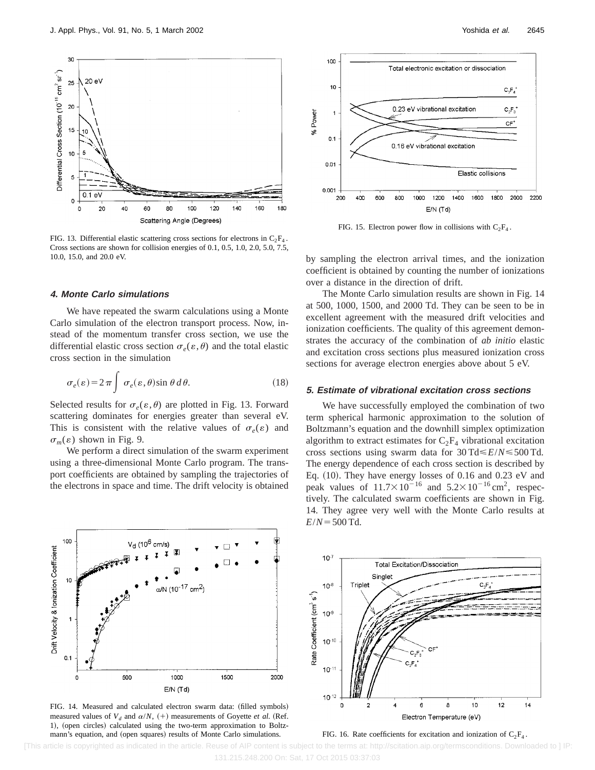FIG. 13. Differential elastic scattering cross sections for electrons in $C_2F_4$. Cross sections are shown for collision energies of 0.1, 0.5, 1.0, 2.0, 5.0, 7.5, 10.0, 15.0, and 20.0 eV.

#### 4. Monte Carlo simulations

We have repeated the swarm calculations using a Monte Carlo simulation of the electron transport process. Now, instead of the momentum transfer cross section, we use the differential elastic cross section $\sigma_e(\varepsilon,\theta)$ and the total elastic cross section in the simulation

$$\sigma_e(\varepsilon)=2\pi\int \sigma_e(\varepsilon,\theta)\sin\theta\, d\theta. \tag{18}$$

Selected results for $\sigma_e(\varepsilon,\theta)$ are plotted in Fig. 13. Forward scattering dominates for energies greater than several eV. This is consistent with the relative values of $\sigma_e(\varepsilon)$ and $\sigma_m(\varepsilon)$ shown in Fig. 9.

We perform a direct simulation of the swarm experiment using a three-dimensional Monte Carlo program. The transport coefficients are obtained by sampling the trajectories of the electrons in space and time. The drift velocity is obtained by sampling the electron arrival times, and the ionization coefficient is obtained by counting the number of ionizations over a distance in the direction of drift.

The Monte Carlo simulation results are shown in Fig. 14 at 500, 1000, 1500, and 2000 Td. They can be seen to be in excellent agreement with the measured drift velocities and ionization coefficients. The quality of this agreement demonstrates the accuracy of the combination of *ab initio* elastic and excitation cross sections plus measured ionization cross sections for average electron energies above about 5 eV.

FIG. 14. Measured and calculated electron swarm data: (filled symbols) measured values of $V_d$ and $\alpha/N$, (+) measurements of Goyette *et al.* (Ref. 1), (open circles) calculated using the two-term approximation to Boltzmann's equation, and (open squares) results of Monte Carlo simulations.

FIG. 15. Electron power flow in collisions with $C_2F_4$.

#### 5. Estimate of vibrational excitation cross sections

We have successfully employed the combination of two term spherical harmonic approximation to the solution of Boltzmann's equation and the downhill simplex optimization algorithm to extract estimates for $C_2F_4$ vibrational excitation cross sections using swarm data for $30\,\text{Td}\leqslant E/N\leqslant 500\,\text{Td}$. The energy dependence of each cross section is described by Eq. (10). They have energy losses of 0.16 and 0.23 eV and peak values of $11.7\times10^{-16}$ and $5.2\times10^{-16}\,\text{cm}^2$, respectively. The calculated swarm coefficients are shown in Fig. 14. They agree very well with the Monte Carlo results at $E/N=500\,\text{Td}$.

FIG. 16. Rate coefficients for excitation and ionization of $C_2F_4$.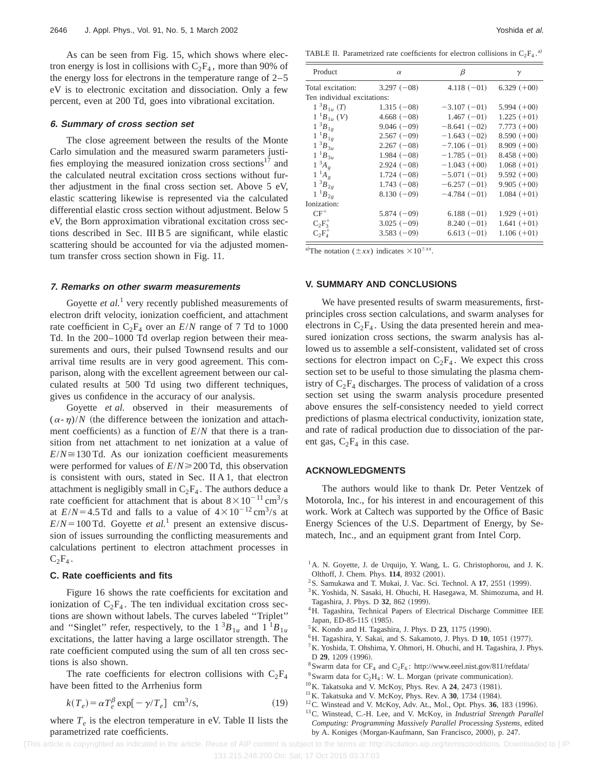As can be seen from Fig. 15, which shows where electron energy is lost in collisions with $C_2F_4$, more than 90% of the energy loss for electrons in the temperature range of 2–5 eV is to electronic excitation and dissociation. Only a few percent, even at 200 Td, goes into vibrational excitation.

#### 6. Summary of cross section set

The close agreement between the results of the Monte Carlo simulation and the measured swarm parameters justifies employing the measured ionization cross sections[17] and the calculated neutral excitation cross sections without further adjustment in the final cross section set. Above 5 eV, elastic scattering likewise is represented via the calculated differential elastic cross section without adjustment. Below 5 eV, the Born approximation vibrational excitation cross sections described in Sec. III B 5 are significant, while elastic scattering should be accounted for via the adjusted momentum transfer cross section shown in Fig. 11.

#### 7. Remarks on other swarm measurements

Goyette *et al.*[1] very recently published measurements of electron drift velocity, ionization coefficient, and attachment rate coefficient in $C_2F_4$ over an $E/N$ range of 7 Td to 1000 Td. In the 200–1000 Td overlap region between their measurements and ours, their pulsed Townsend results and our arrival time results are in very good agreement. This comparison, along with the excellent agreement between our calculated results at 500 Td using two different techniques, gives us confidence in the accuracy of our analysis.

Goyette *et al.* observed in their measurements of $(\alpha\text{-}\eta)/N$ (the difference between the ionization and attachment coefficients) as a function of $E/N$ that there is a transition from net attachment to net ionization at a value of $E/N \cong 130$ Td. As our ionization coefficient measurements were performed for values of $E/N \geqslant 200$ Td, this observation is consistent with ours, stated in Sec. II A 1, that electron attachment is negligibly small in $C_2F_4$. The authors deduce a rate coefficient for attachment that is about $8\times10^{-11}\,\text{cm}^3/\text{s}$ at $E/N = 4.5$ Td and falls to a value of $4\times10^{-12}\,\text{cm}^3/\text{s}$ at $E/N = 100$ Td. Goyette *et al.*[1] present an extensive discussion of issues surrounding the conflicting measurements and calculations pertinent to electron attachment processes in $C_2F_4$.

### C. Rate coefficients and fits

Figure 16 shows the rate coefficients for excitation and ionization of $C_2F_4$. The ten individual excitation cross sections are shown without labels. The curves labeled "Triplet" and "Singlet" refer, respectively, to the $1\,^3B_{1u}$ and $1\,^1B_{1u}$ excitations, the latter having a large oscillator strength. The rate coefficient computed using the sum of all ten cross sections is also shown.

The rate coefficients for electron collisions with $C_2F_4$ have been fitted to the Arrhenius form

$$k(T_e) = \alpha T_e^{\beta} \exp[-\gamma/T_e] \quad \text{cm}^3/\text{s}, \tag{19}$$

where $T_e$ is the electron temperature in eV. Table II lists the parametrized rate coefficients.

TABLE II. Parametrized rate coefficients for electron collisions in $C_2F_4$.[a]

| Product | $\alpha$ | $\beta$ | $\gamma$ |
|---|---|---|---|
| Total excitation: | 3.297 (−08) | 4.118 (−01) | 6.329 (+00) |
| Ten individual excitations: | | | |
| $1\,^3B_{1u}$ (*T*) | 1.315 (−08) | −3.107 (−01) | 5.994 (+00) |
| $1\,^1B_{1u}$ (*V*) | 4.668 (−08) | 1.467 (−01) | 1.225 (+01) |
| $1\,^3B_{1g}$ | 9.046 (−09) | −8.641 (−02) | 7.773 (+00) |
| $1\,^1B_{1g}$ | 2.567 (−09) | −1.643 (−02) | 8.590 (+00) |
| $1\,^3B_{3u}$ | 2.267 (−08) | −7.106 (−01) | 8.909 (+00) |
| $1\,^1B_{3u}$ | 1.984 (−08) | −1.785 (−01) | 8.458 (+00) |
| $1\,^3A_g$ | 2.924 (−08) | −1.043 (+00) | 1.068 (+01) |
| $1\,^1A_g$ | 1.724 (−08) | −5.071 (−01) | 9.592 (+00) |
| $1\,^3B_{2g}$ | 1.743 (−08) | −6.257 (−01) | 9.905 (+00) |
| $1\,^1B_{2g}$ | 8.130 (−09) | −4.784 (−01) | 1.084 (+01) |
| Ionization: | | | |
| $CF^+$ | 5.874 (−09) | 6.188 (−01) | 1.929 (+01) |
| $C_2F_3^+$ | 3.025 (−09) | 8.240 (−01) | 1.641 (+01) |
| $C_2F_4^+$ | 3.583 (−09) | 6.613 (−01) | 1.106 (+01) |

[a]The notation $(\pm xx)$ indicates $\times10^{\pm xx}$.

## V. SUMMARY AND CONCLUSIONS

We have presented results of swarm measurements, first-principles cross section calculations, and swarm analyses for electrons in $C_2F_4$. Using the data presented herein and measured ionization cross sections, the swarm analysis has allowed us to assemble a self-consistent, validated set of cross sections for electron impact on $C_2F_4$. We expect this cross section set to be useful to those simulating the plasma chemistry of $C_2F_4$ discharges. The process of validation of a cross section set using the swarm analysis procedure presented above ensures the self-consistency needed to yield correct predictions of plasma electrical conductivity, ionization state, and rate of radical production due to dissociation of the parent gas, $C_2F_4$ in this case.

## ACKNOWLEDGMENTS

The authors would like to thank Dr. Peter Ventzek of Motorola, Inc., for his interest in and encouragement of this work. Work at Caltech was supported by the Office of Basic Energy Sciences of the U.S. Department of Energy, by Sematech, Inc., and an equipment grant from Intel Corp.

[1] A. N. Goyette, J. de Urquijo, Y. Wang, L. G. Christophorou, and J. K. Olthoff, J. Chem. Phys. **114**, 8932 (2001).
[2] S. Samukawa and T. Mukai, J. Vac. Sci. Technol. A **17**, 2551 (1999).
[3] K. Yoshida, N. Sasaki, H. Ohuchi, H. Hasegawa, M. Shimozuma, and H. Tagashira, J. Phys. D **32**, 862 (1999).
[4] H. Tagashira, Technical Papers of Electrical Discharge Committee IEE Japan, ED-85-115 (1985).
[5] K. Kondo and H. Tagashira, J. Phys. D **23**, 1175 (1990).
[6] H. Tagashira, Y. Sakai, and S. Sakamoto, J. Phys. D **10**, 1051 (1977).
[7] K. Yoshida, T. Ohshima, Y. Ohmori, H. Ohuchi, and H. Tagashira, J. Phys. D **29**, 1209 (1996).
[8] Swarm data for $CF_4$ and $C_2F_6$: http://www.eeel.nist.gov/811/refdata/
[9] Swarm data for $C_2H_4$: W. L. Morgan (private communication).
[10] K. Takatsuka and V. McKoy, Phys. Rev. A **24**, 2473 (1981).
[11] K. Takatsuka and V. McKoy, Phys. Rev. A **30**, 1734 (1984).
[12] C. Winstead and V. McKoy, Adv. At., Mol., Opt. Phys. **36**, 183 (1996).
[13] C. Winstead, C.-H. Lee, and V. McKoy, in *Industrial Strength Parallel Computing: Programming Massively Parallel Processing Systems*, edited by A. Koniges (Morgan-Kaufmann, San Francisco, 2000), p. 247.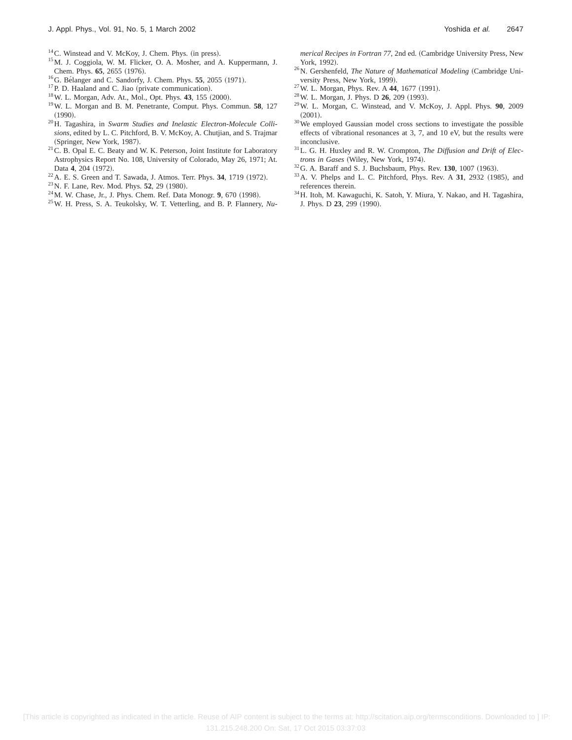[14] C. Winstead and V. McKoy, J. Chem. Phys. (in press).

[15] M. J. Coggiola, W. M. Flicker, O. A. Mosher, and A. Kuppermann, J. Chem. Phys. **65**, 2655 (1976).

[16] G. Bélanger and C. Sandorfy, J. Chem. Phys. **55**, 2055 (1971).

[17] P. D. Haaland and C. Jiao (private communication).

[18] W. L. Morgan, Adv. At., Mol., Opt. Phys. **43**, 155 (2000).

[19] W. L. Morgan and B. M. Penetrante, Comput. Phys. Commun. **58**, 127 (1990).

[20] H. Tagashira, in *Swarm Studies and Inelastic Electron-Molecule Collisions*, edited by L. C. Pitchford, B. V. McKoy, A. Chutjian, and S. Trajmar (Springer, New York, 1987).

[21] C. B. Opal E. C. Beaty and W. K. Peterson, Joint Institute for Laboratory Astrophysics Report No. 108, University of Colorado, May 26, 1971; At. Data **4**, 204 (1972).

[22] A. E. S. Green and T. Sawada, J. Atmos. Terr. Phys. **34**, 1719 (1972).

[23] N. F. Lane, Rev. Mod. Phys. **52**, 29 (1980).

[24] M. W. Chase, Jr., J. Phys. Chem. Ref. Data Monogr. **9**, 670 (1998).

[25] W. H. Press, S. A. Teukolsky, W. T. Vetterling, and B. P. Flannery, *Numerical Recipes in Fortran 77*, 2nd ed. (Cambridge University Press, New York, 1992).

[26] N. Gershenfeld, *The Nature of Mathematical Modeling* (Cambridge University Press, New York, 1999).

[27] W. L. Morgan, Phys. Rev. A **44**, 1677 (1991).

[28] W. L. Morgan, J. Phys. D **26**, 209 (1993).

[29] W. L. Morgan, C. Winstead, and V. McKoy, J. Appl. Phys. **90**, 2009 (2001).

[30] We employed Gaussian model cross sections to investigate the possible effects of vibrational resonances at 3, 7, and 10 eV, but the results were inconclusive.

[31] L. G. H. Huxley and R. W. Crompton, *The Diffusion and Drift of Electrons in Gases* (Wiley, New York, 1974).

[32] G. A. Baraff and S. J. Buchsbaum, Phys. Rev. **130**, 1007 (1963).

[33] A. V. Phelps and L. C. Pitchford, Phys. Rev. A **31**, 2932 (1985), and references therein.

[34] H. Itoh, M. Kawaguchi, K. Satoh, Y. Miura, Y. Nakao, and H. Tagashira, J. Phys. D **23**, 299 (1990).